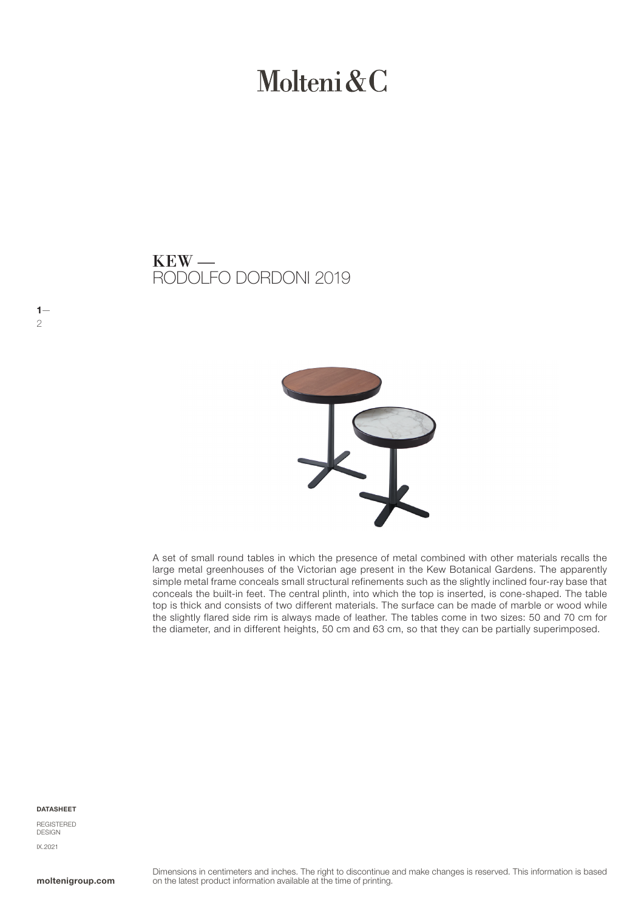# Molteni&C

## KEW — RODOLFO DORDONI 2019

A set of small round tables in which the presence of metal combined with other materials recalls the large metal greenhouses of the Victorian age present in the Kew Botanical Gardens. The apparently simple metal frame conceals small structural refinements such as the slightly inclined four-ray base that conceals the built-in feet. The central plinth, into which the top is inserted, is cone-shaped. The table top is thick and consists of two different materials. The surface can be made of marble or wood while the slightly flared side rim is always made of leather. The tables come in two sizes: 50 and 70 cm for the diameter, and in different heights, 50 cm and 63 cm, so that they can be partially superimposed.

**DATASHEET**

REGISTERED DESIGN

IX.2021

**moltenigroup.com**

Dimensions in centimeters and inches. The right to discontinue and make changes is reserved. This information is based on the latest product information available at the time of printing.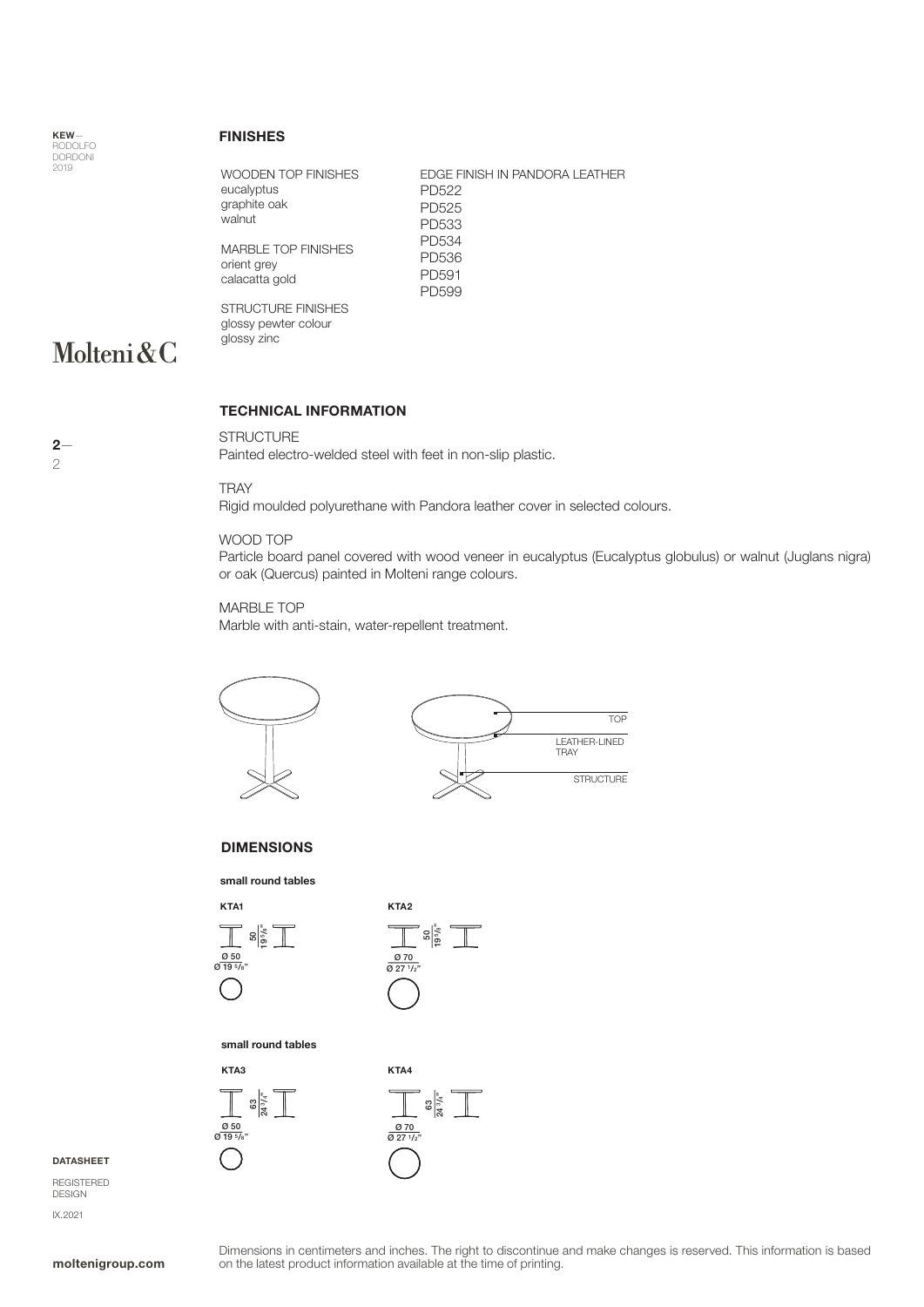KEW—
RODOLFO
DORDONI
2019

Molteni&C

## FINISHES

WOODEN TOP FINISHES
eucalyptus
graphite oak
walnut

MARBLE TOP FINISHES
orient grey
calacatta gold

STRUCTURE FINISHES
glossy pewter colour
glossy zinc

EDGE FINISH IN PANDORA LEATHER
PD522
PD525
PD533
PD534
PD536
PD591
PD599

## TECHNICAL INFORMATION

STRUCTURE
Painted electro-welded steel with feet in non-slip plastic.

TRAY
Rigid moulded polyurethane with Pandora leather cover in selected colours.

WOOD TOP
Particle board panel covered with wood veneer in eucalyptus (Eucalyptus globulus) or walnut (Juglans nigra) or oak (Quercus) painted in Molteni range colours.

MARBLE TOP
Marble with anti-stain, water-repellent treatment.

TOP
LEATHER-LINED TRAY
STRUCTURE

## DIMENSIONS

**small round tables**

**KTA1**
50
19 5/8"
Ø 50
Ø 19 5/8"

**KTA2**
50
19 5/8"
Ø 70
Ø 27 1/2"

**small round tables**

**KTA3**
63
24 3/4"
Ø 50
Ø 19 5/8"

**KTA4**
63
24 3/4"
Ø 70
Ø 27 1/2"

**DATASHEET**

REGISTERED DESIGN

IX.2021

**moltenigroup.com**

Dimensions in centimeters and inches. The right to discontinue and make changes is reserved. This information is based on the latest product information available at the time of printing.